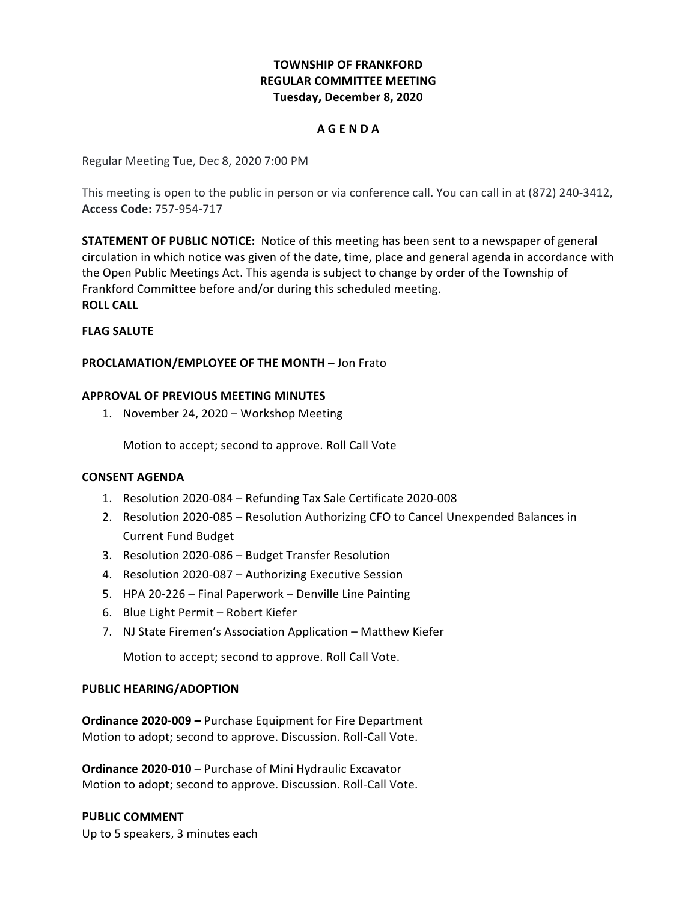# TOWNSHIP OF FRANKFORD
## REGULAR COMMITTEE MEETING
### Tuesday, December 8, 2020

**A G E N D A**

Regular Meeting Tue, Dec 8, 2020 7:00 PM

This meeting is open to the public in person or via conference call. You can call in at (872) 240-3412, **Access Code:** 757-954-717

**STATEMENT OF PUBLIC NOTICE:** Notice of this meeting has been sent to a newspaper of general circulation in which notice was given of the date, time, place and general agenda in accordance with the Open Public Meetings Act. This agenda is subject to change by order of the Township of Frankford Committee before and/or during this scheduled meeting.

**ROLL CALL**

**FLAG SALUTE**

**PROCLAMATION/EMPLOYEE OF THE MONTH –** Jon Frato

**APPROVAL OF PREVIOUS MEETING MINUTES**

1. November 24, 2020 – Workshop Meeting

   Motion to accept; second to approve. Roll Call Vote

**CONSENT AGENDA**

1. Resolution 2020-084 – Refunding Tax Sale Certificate 2020-008
2. Resolution 2020-085 – Resolution Authorizing CFO to Cancel Unexpended Balances in Current Fund Budget
3. Resolution 2020-086 – Budget Transfer Resolution
4. Resolution 2020-087 – Authorizing Executive Session
5. HPA 20-226 – Final Paperwork – Denville Line Painting
6. Blue Light Permit – Robert Kiefer
7. NJ State Firemen's Association Application – Matthew Kiefer

   Motion to accept; second to approve. Roll Call Vote.

**PUBLIC HEARING/ADOPTION**

**Ordinance 2020-009 –** Purchase Equipment for Fire Department
Motion to adopt; second to approve. Discussion. Roll-Call Vote.

**Ordinance 2020-010** – Purchase of Mini Hydraulic Excavator
Motion to adopt; second to approve. Discussion. Roll-Call Vote.

**PUBLIC COMMENT**
Up to 5 speakers, 3 minutes each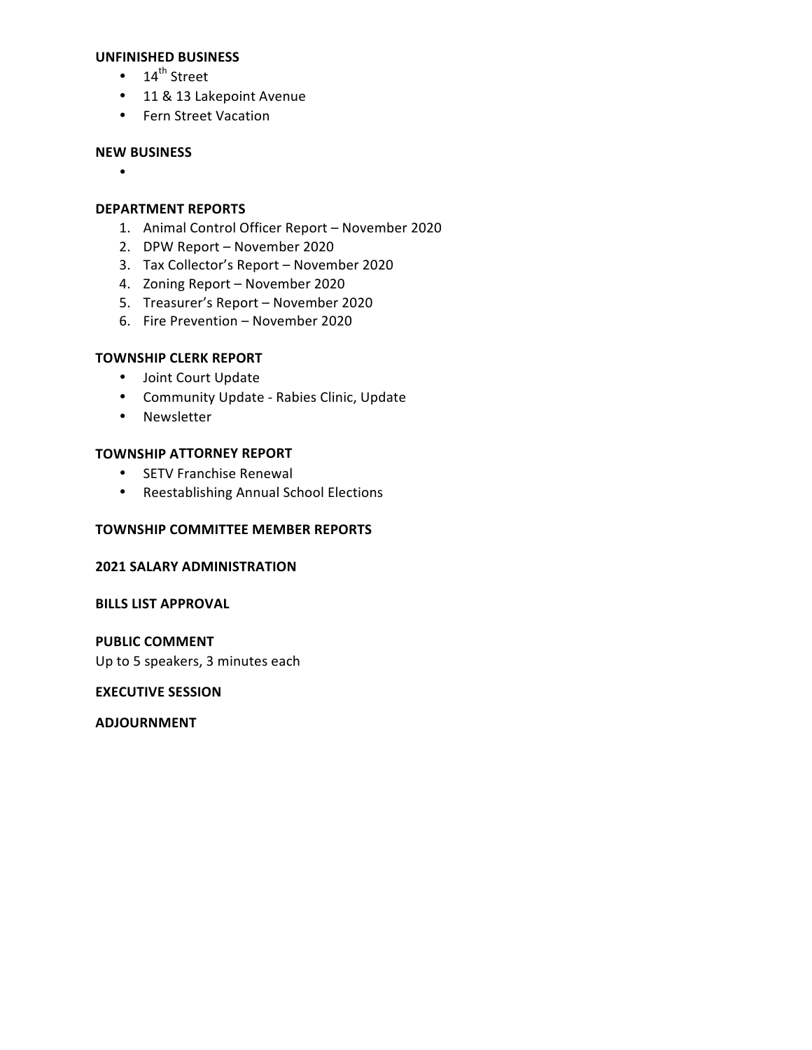**UNFINISHED BUSINESS**

- 14th Street
- 11 & 13 Lakepoint Avenue
- Fern Street Vacation

**NEW BUSINESS**

- 

**DEPARTMENT REPORTS**

1. Animal Control Officer Report – November 2020
2. DPW Report – November 2020
3. Tax Collector's Report – November 2020
4. Zoning Report – November 2020
5. Treasurer's Report – November 2020
6. Fire Prevention – November 2020

**TOWNSHIP CLERK REPORT**

- Joint Court Update
- Community Update - Rabies Clinic, Update
- Newsletter

**TOWNSHIP ATTORNEY REPORT**

- SETV Franchise Renewal
- Reestablishing Annual School Elections

**TOWNSHIP COMMITTEE MEMBER REPORTS**

**2021 SALARY ADMINISTRATION**

**BILLS LIST APPROVAL**

**PUBLIC COMMENT**

Up to 5 speakers, 3 minutes each

**EXECUTIVE SESSION**

**ADJOURNMENT**